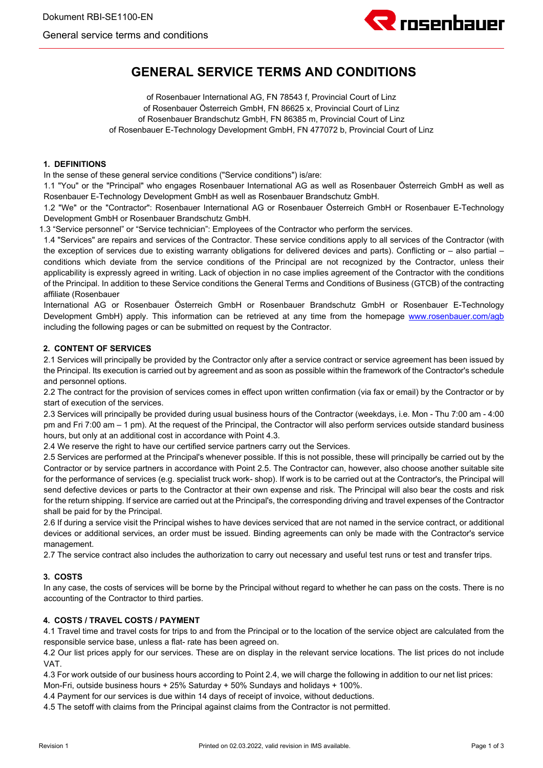# GENERAL SERVICE TERMS AND CONDITIONS

of Rosenbauer International AG, FN 78543 f, Provincial Court of Linz
of Rosenbauer Österreich GmbH, FN 86625 x, Provincial Court of Linz
of Rosenbauer Brandschutz GmbH, FN 86385 m, Provincial Court of Linz
of Rosenbauer E-Technology Development GmbH, FN 477072 b, Provincial Court of Linz

## 1. DEFINITIONS

In the sense of these general service conditions ("Service conditions") is/are:

1.1 "You" or the "Principal" who engages Rosenbauer International AG as well as Rosenbauer Österreich GmbH as well as Rosenbauer E-Technology Development GmbH as well as Rosenbauer Brandschutz GmbH.

1.2 "We" or the "Contractor": Rosenbauer International AG or Rosenbauer Österreich GmbH or Rosenbauer E-Technology Development GmbH or Rosenbauer Brandschutz GmbH.

1.3 "Service personnel" or "Service technician": Employees of the Contractor who perform the services.

1.4 "Services" are repairs and services of the Contractor. These service conditions apply to all services of the Contractor (with the exception of services due to existing warranty obligations for delivered devices and parts). Conflicting or – also partial – conditions which deviate from the service conditions of the Principal are not recognized by the Contractor, unless their applicability is expressly agreed in writing. Lack of objection in no case implies agreement of the Contractor with the conditions of the Principal. In addition to these Service conditions the General Terms and Conditions of Business (GTCB) of the contracting affiliate (Rosenbauer International AG or Rosenbauer Österreich GmbH or Rosenbauer Brandschutz GmbH or Rosenbauer E-Technology Development GmbH) apply. This information can be retrieved at any time from the homepage www.rosenbauer.com/agb including the following pages or can be submitted on request by the Contractor.

## 2. CONTENT OF SERVICES

2.1 Services will principally be provided by the Contractor only after a service contract or service agreement has been issued by the Principal. Its execution is carried out by agreement and as soon as possible within the framework of the Contractor's schedule and personnel options.

2.2 The contract for the provision of services comes in effect upon written confirmation (via fax or email) by the Contractor or by start of execution of the services.

2.3 Services will principally be provided during usual business hours of the Contractor (weekdays, i.e. Mon - Thu 7:00 am - 4:00 pm and Fri 7:00 am – 1 pm). At the request of the Principal, the Contractor will also perform services outside standard business hours, but only at an additional cost in accordance with Point 4.3.

2.4 We reserve the right to have our certified service partners carry out the Services.

2.5 Services are performed at the Principal's whenever possible. If this is not possible, these will principally be carried out by the Contractor or by service partners in accordance with Point 2.5. The Contractor can, however, also choose another suitable site for the performance of services (e.g. specialist truck work- shop). If work is to be carried out at the Contractor's, the Principal will send defective devices or parts to the Contractor at their own expense and risk. The Principal will also bear the costs and risk for the return shipping. If service are carried out at the Principal's, the corresponding driving and travel expenses of the Contractor shall be paid for by the Principal.

2.6 If during a service visit the Principal wishes to have devices serviced that are not named in the service contract, or additional devices or additional services, an order must be issued. Binding agreements can only be made with the Contractor's service management.

2.7 The service contract also includes the authorization to carry out necessary and useful test runs or test and transfer trips.

## 3. COSTS

In any case, the costs of services will be borne by the Principal without regard to whether he can pass on the costs. There is no accounting of the Contractor to third parties.

## 4. COSTS / TRAVEL COSTS / PAYMENT

4.1 Travel time and travel costs for trips to and from the Principal or to the location of the service object are calculated from the responsible service base, unless a flat- rate has been agreed on.

4.2 Our list prices apply for our services. These are on display in the relevant service locations. The list prices do not include VAT.

4.3 For work outside of our business hours according to Point 2.4, we will charge the following in addition to our net list prices:
Mon-Fri, outside business hours + 25% Saturday + 50% Sundays and holidays + 100%.

4.4 Payment for our services is due within 14 days of receipt of invoice, without deductions.

4.5 The setoff with claims from the Principal against claims from the Contractor is not permitted.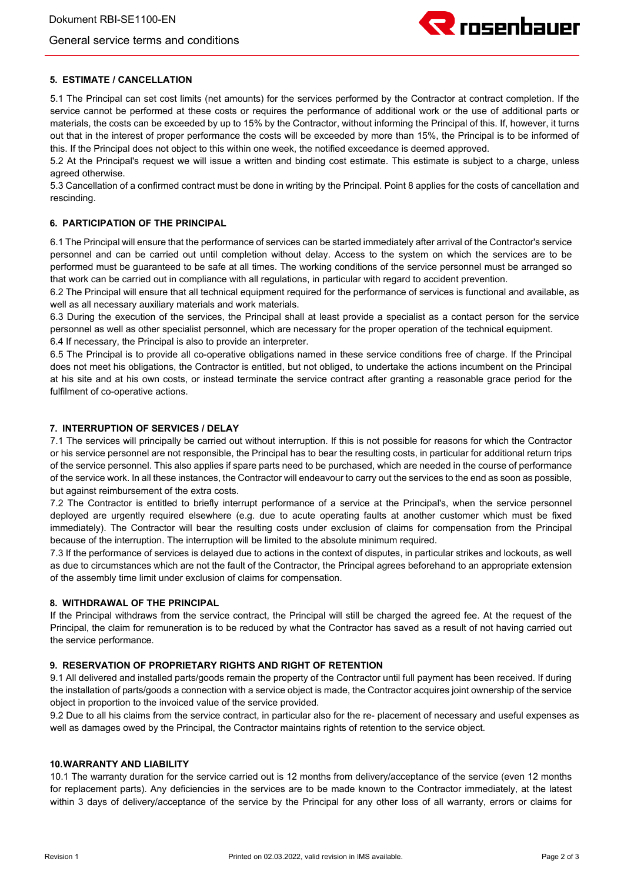## 5. ESTIMATE / CANCELLATION

5.1 The Principal can set cost limits (net amounts) for the services performed by the Contractor at contract completion. If the service cannot be performed at these costs or requires the performance of additional work or the use of additional parts or materials, the costs can be exceeded by up to 15% by the Contractor, without informing the Principal of this. If, however, it turns out that in the interest of proper performance the costs will be exceeded by more than 15%, the Principal is to be informed of this. If the Principal does not object to this within one week, the notified exceedance is deemed approved.
5.2 At the Principal's request we will issue a written and binding cost estimate. This estimate is subject to a charge, unless agreed otherwise.
5.3 Cancellation of a confirmed contract must be done in writing by the Principal. Point 8 applies for the costs of cancellation and rescinding.

## 6. PARTICIPATION OF THE PRINCIPAL

6.1 The Principal will ensure that the performance of services can be started immediately after arrival of the Contractor's service personnel and can be carried out until completion without delay. Access to the system on which the services are to be performed must be guaranteed to be safe at all times. The working conditions of the service personnel must be arranged so that work can be carried out in compliance with all regulations, in particular with regard to accident prevention.
6.2 The Principal will ensure that all technical equipment required for the performance of services is functional and available, as well as all necessary auxiliary materials and work materials.
6.3 During the execution of the services, the Principal shall at least provide a specialist as a contact person for the service personnel as well as other specialist personnel, which are necessary for the proper operation of the technical equipment.
6.4 If necessary, the Principal is also to provide an interpreter.
6.5 The Principal is to provide all co-operative obligations named in these service conditions free of charge. If the Principal does not meet his obligations, the Contractor is entitled, but not obliged, to undertake the actions incumbent on the Principal at his site and at his own costs, or instead terminate the service contract after granting a reasonable grace period for the fulfilment of co-operative actions.

## 7. INTERRUPTION OF SERVICES / DELAY

7.1 The services will principally be carried out without interruption. If this is not possible for reasons for which the Contractor or his service personnel are not responsible, the Principal has to bear the resulting costs, in particular for additional return trips of the service personnel. This also applies if spare parts need to be purchased, which are needed in the course of performance of the service work. In all these instances, the Contractor will endeavour to carry out the services to the end as soon as possible, but against reimbursement of the extra costs.
7.2 The Contractor is entitled to briefly interrupt performance of a service at the Principal's, when the service personnel deployed are urgently required elsewhere (e.g. due to acute operating faults at another customer which must be fixed immediately). The Contractor will bear the resulting costs under exclusion of claims for compensation from the Principal because of the interruption. The interruption will be limited to the absolute minimum required.
7.3 If the performance of services is delayed due to actions in the context of disputes, in particular strikes and lockouts, as well as due to circumstances which are not the fault of the Contractor, the Principal agrees beforehand to an appropriate extension of the assembly time limit under exclusion of claims for compensation.

## 8. WITHDRAWAL OF THE PRINCIPAL

If the Principal withdraws from the service contract, the Principal will still be charged the agreed fee. At the request of the Principal, the claim for remuneration is to be reduced by what the Contractor has saved as a result of not having carried out the service performance.

## 9. RESERVATION OF PROPRIETARY RIGHTS AND RIGHT OF RETENTION

9.1 All delivered and installed parts/goods remain the property of the Contractor until full payment has been received. If during the installation of parts/goods a connection with a service object is made, the Contractor acquires joint ownership of the service object in proportion to the invoiced value of the service provided.
9.2 Due to all his claims from the service contract, in particular also for the re- placement of necessary and useful expenses as well as damages owed by the Principal, the Contractor maintains rights of retention to the service object.

## 10. WARRANTY AND LIABILITY

10.1 The warranty duration for the service carried out is 12 months from delivery/acceptance of the service (even 12 months for replacement parts). Any deficiencies in the services are to be made known to the Contractor immediately, at the latest within 3 days of delivery/acceptance of the service by the Principal for any other loss of all warranty, errors or claims for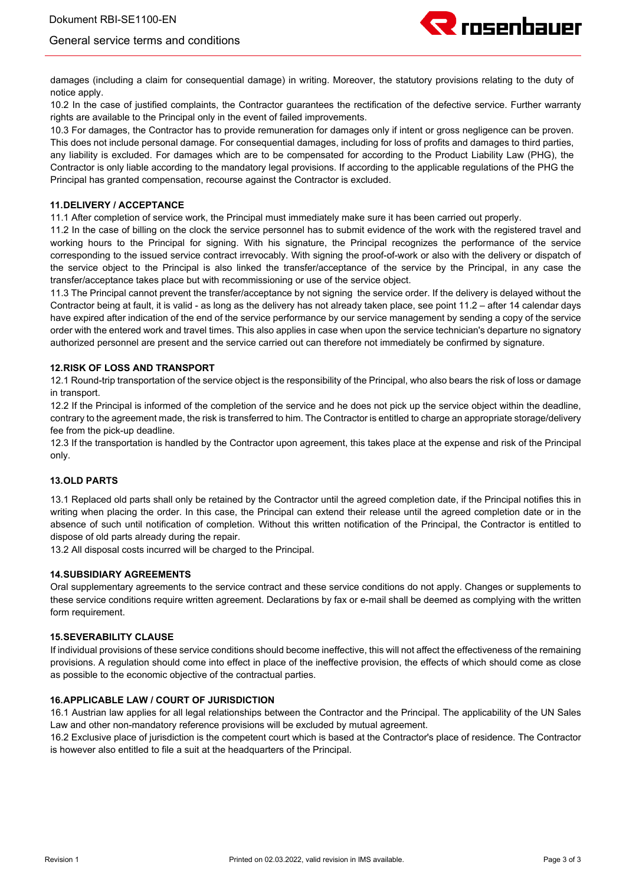damages (including a claim for consequential damage) in writing. Moreover, the statutory provisions relating to the duty of notice apply.

10.2 In the case of justified complaints, the Contractor guarantees the rectification of the defective service. Further warranty rights are available to the Principal only in the event of failed improvements.

10.3 For damages, the Contractor has to provide remuneration for damages only if intent or gross negligence can be proven. This does not include personal damage. For consequential damages, including for loss of profits and damages to third parties, any liability is excluded. For damages which are to be compensated for according to the Product Liability Law (PHG), the Contractor is only liable according to the mandatory legal provisions. If according to the applicable regulations of the PHG the Principal has granted compensation, recourse against the Contractor is excluded.

### 11.DELIVERY / ACCEPTANCE

11.1 After completion of service work, the Principal must immediately make sure it has been carried out properly.

11.2 In the case of billing on the clock the service personnel has to submit evidence of the work with the registered travel and working hours to the Principal for signing. With his signature, the Principal recognizes the performance of the service corresponding to the issued service contract irrevocably. With signing the proof-of-work or also with the delivery or dispatch of the service object to the Principal is also linked the transfer/acceptance of the service by the Principal, in any case the transfer/acceptance takes place but with recommissioning or use of the service object.

11.3 The Principal cannot prevent the transfer/acceptance by not signing the service order. If the delivery is delayed without the Contractor being at fault, it is valid - as long as the delivery has not already taken place, see point 11.2 – after 14 calendar days have expired after indication of the end of the service performance by our service management by sending a copy of the service order with the entered work and travel times. This also applies in case when upon the service technician's departure no signatory authorized personnel are present and the service carried out can therefore not immediately be confirmed by signature.

### 12.RISK OF LOSS AND TRANSPORT

12.1 Round-trip transportation of the service object is the responsibility of the Principal, who also bears the risk of loss or damage in transport.

12.2 If the Principal is informed of the completion of the service and he does not pick up the service object within the deadline, contrary to the agreement made, the risk is transferred to him. The Contractor is entitled to charge an appropriate storage/delivery fee from the pick-up deadline.

12.3 If the transportation is handled by the Contractor upon agreement, this takes place at the expense and risk of the Principal only.

### 13.OLD PARTS

13.1 Replaced old parts shall only be retained by the Contractor until the agreed completion date, if the Principal notifies this in writing when placing the order. In this case, the Principal can extend their release until the agreed completion date or in the absence of such until notification of completion. Without this written notification of the Principal, the Contractor is entitled to dispose of old parts already during the repair.

13.2 All disposal costs incurred will be charged to the Principal.

### 14.SUBSIDIARY AGREEMENTS

Oral supplementary agreements to the service contract and these service conditions do not apply. Changes or supplements to these service conditions require written agreement. Declarations by fax or e-mail shall be deemed as complying with the written form requirement.

### 15.SEVERABILITY CLAUSE

If individual provisions of these service conditions should become ineffective, this will not affect the effectiveness of the remaining provisions. A regulation should come into effect in place of the ineffective provision, the effects of which should come as close as possible to the economic objective of the contractual parties.

### 16.APPLICABLE LAW / COURT OF JURISDICTION

16.1 Austrian law applies for all legal relationships between the Contractor and the Principal. The applicability of the UN Sales Law and other non-mandatory reference provisions will be excluded by mutual agreement.

16.2 Exclusive place of jurisdiction is the competent court which is based at the Contractor's place of residence. The Contractor is however also entitled to file a suit at the headquarters of the Principal.